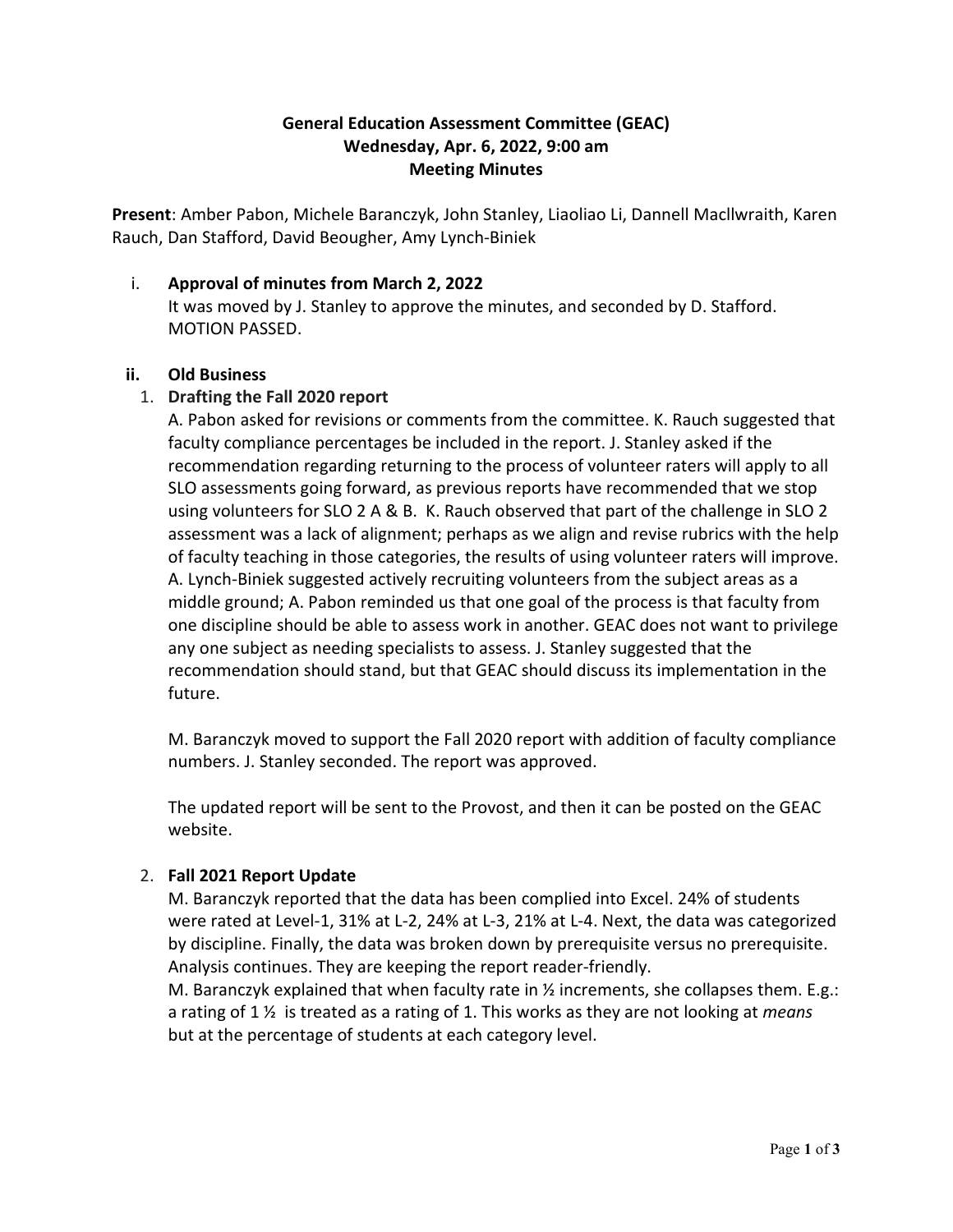# General Education Assessment Committee (GEAC)
## Wednesday, Apr. 6, 2022, 9:00 am
## Meeting Minutes

**Present**: Amber Pabon, Michele Baranczyk, John Stanley, Liaoliao Li, Dannell MacIlwraith, Karen Rauch, Dan Stafford, David Beougher, Amy Lynch-Biniek

i. **Approval of minutes from March 2, 2022**

It was moved by J. Stanley to approve the minutes, and seconded by D. Stafford. MOTION PASSED.

ii. **Old Business**

1. **Drafting the Fall 2020 report**

A. Pabon asked for revisions or comments from the committee. K. Rauch suggested that faculty compliance percentages be included in the report. J. Stanley asked if the recommendation regarding returning to the process of volunteer raters will apply to all SLO assessments going forward, as previous reports have recommended that we stop using volunteers for SLO 2 A & B. K. Rauch observed that part of the challenge in SLO 2 assessment was a lack of alignment; perhaps as we align and revise rubrics with the help of faculty teaching in those categories, the results of using volunteer raters will improve. A. Lynch-Biniek suggested actively recruiting volunteers from the subject areas as a middle ground; A. Pabon reminded us that one goal of the process is that faculty from one discipline should be able to assess work in another. GEAC does not want to privilege any one subject as needing specialists to assess. J. Stanley suggested that the recommendation should stand, but that GEAC should discuss its implementation in the future.

M. Baranczyk moved to support the Fall 2020 report with addition of faculty compliance numbers. J. Stanley seconded. The report was approved.

The updated report will be sent to the Provost, and then it can be posted on the GEAC website.

2. **Fall 2021 Report Update**

M. Baranczyk reported that the data has been complied into Excel. 24% of students were rated at Level-1, 31% at L-2, 24% at L-3, 21% at L-4. Next, the data was categorized by discipline. Finally, the data was broken down by prerequisite versus no prerequisite. Analysis continues. They are keeping the report reader-friendly.

M. Baranczyk explained that when faculty rate in ½ increments, she collapses them. E.g.: a rating of 1 ½ is treated as a rating of 1. This works as they are not looking at *means* but at the percentage of students at each category level.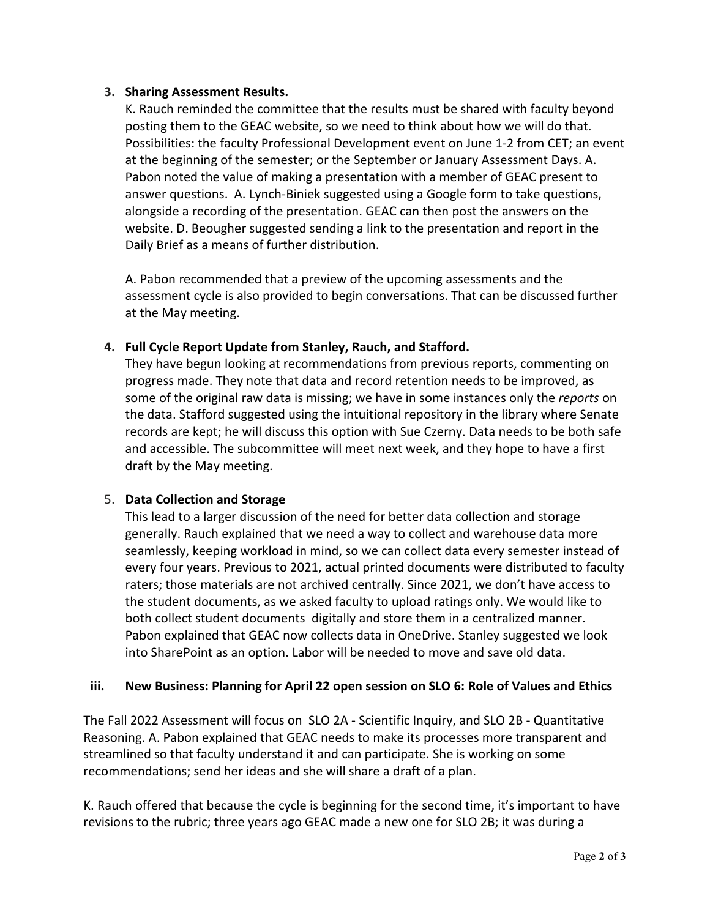3. **Sharing Assessment Results.**

   K. Rauch reminded the committee that the results must be shared with faculty beyond posting them to the GEAC website, so we need to think about how we will do that. Possibilities: the faculty Professional Development event on June 1-2 from CET; an event at the beginning of the semester; or the September or January Assessment Days. A. Pabon noted the value of making a presentation with a member of GEAC present to answer questions. A. Lynch-Biniek suggested using a Google form to take questions, alongside a recording of the presentation. GEAC can then post the answers on the website. D. Beougher suggested sending a link to the presentation and report in the Daily Brief as a means of further distribution.

   A. Pabon recommended that a preview of the upcoming assessments and the assessment cycle is also provided to begin conversations. That can be discussed further at the May meeting.

4. **Full Cycle Report Update from Stanley, Rauch, and Stafford.**

   They have begun looking at recommendations from previous reports, commenting on progress made. They note that data and record retention needs to be improved, as some of the original raw data is missing; we have in some instances only the *reports* on the data. Stafford suggested using the intuitional repository in the library where Senate records are kept; he will discuss this option with Sue Czerny. Data needs to be both safe and accessible. The subcommittee will meet next week, and they hope to have a first draft by the May meeting.

5. **Data Collection and Storage**

   This lead to a larger discussion of the need for better data collection and storage generally. Rauch explained that we need a way to collect and warehouse data more seamlessly, keeping workload in mind, so we can collect data every semester instead of every four years. Previous to 2021, actual printed documents were distributed to faculty raters; those materials are not archived centrally. Since 2021, we don't have access to the student documents, as we asked faculty to upload ratings only. We would like to both collect student documents digitally and store them in a centralized manner. Pabon explained that GEAC now collects data in OneDrive. Stanley suggested we look into SharePoint as an option. Labor will be needed to move and save old data.

**iii. New Business: Planning for April 22 open session on SLO 6: Role of Values and Ethics**

The Fall 2022 Assessment will focus on SLO 2A - Scientific Inquiry, and SLO 2B - Quantitative Reasoning. A. Pabon explained that GEAC needs to make its processes more transparent and streamlined so that faculty understand it and can participate. She is working on some recommendations; send her ideas and she will share a draft of a plan.

K. Rauch offered that because the cycle is beginning for the second time, it's important to have revisions to the rubric; three years ago GEAC made a new one for SLO 2B; it was during a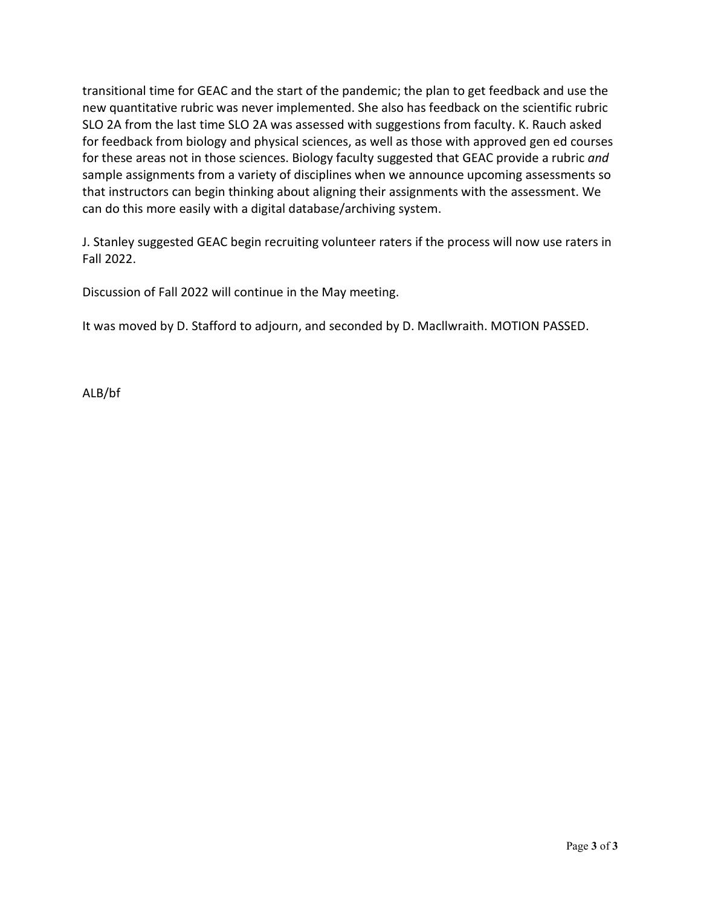transitional time for GEAC and the start of the pandemic; the plan to get feedback and use the new quantitative rubric was never implemented. She also has feedback on the scientific rubric SLO 2A from the last time SLO 2A was assessed with suggestions from faculty. K. Rauch asked for feedback from biology and physical sciences, as well as those with approved gen ed courses for these areas not in those sciences. Biology faculty suggested that GEAC provide a rubric *and* sample assignments from a variety of disciplines when we announce upcoming assessments so that instructors can begin thinking about aligning their assignments with the assessment. We can do this more easily with a digital database/archiving system.

J. Stanley suggested GEAC begin recruiting volunteer raters if the process will now use raters in Fall 2022.

Discussion of Fall 2022 will continue in the May meeting.

It was moved by D. Stafford to adjourn, and seconded by D. MacIlwraith. MOTION PASSED.

ALB/bf